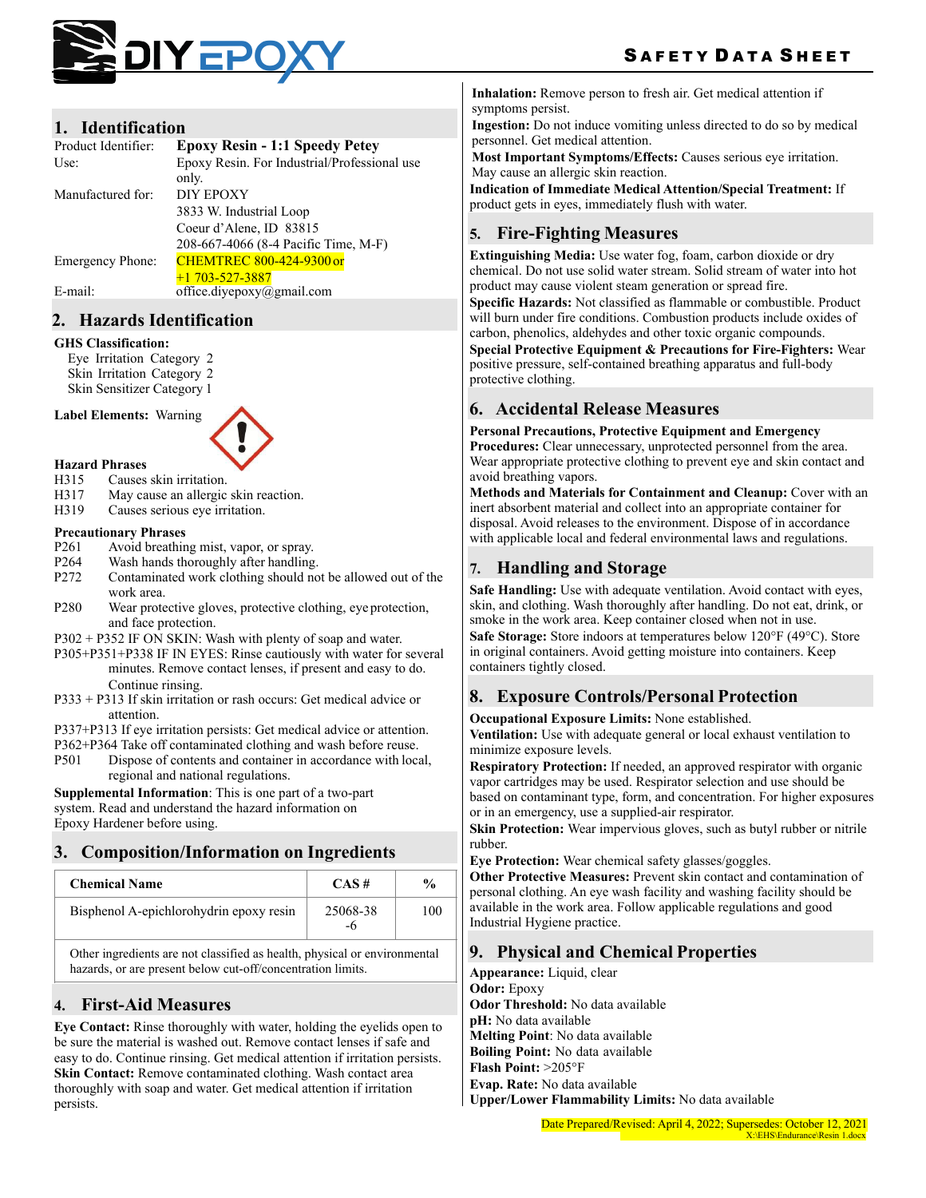DIY EPOXY

**SAFETY DATA SHEET**

## 1. Identification

| | |
|---|---|
| Product Identifier: | **Epoxy Resin - 1:1 Speedy Petey** |
| Use: | Epoxy Resin. For Industrial/Professional use only. |
| Manufactured for: | DIY EPOXY<br>3833 W. Industrial Loop<br>Coeur d'Alene, ID 83815<br>208-667-4066 (8-4 Pacific Time, M-F) |
| Emergency Phone: | CHEMTREC 800-424-9300 or +1 703-527-3887 |
| E-mail: | office.diyepoxy@gmail.com |

## 2. Hazards Identification

**GHS Classification:**

Eye Irritation Category 2
Skin Irritation Category 2
Skin Sensitizer Category 1

**Label Elements:** Warning

**Hazard Phrases**

- H315 Causes skin irritation.
- H317 May cause an allergic skin reaction.
- H319 Causes serious eye irritation.

**Precautionary Phrases**

- P261 Avoid breathing mist, vapor, or spray.
- P264 Wash hands thoroughly after handling.
- P272 Contaminated work clothing should not be allowed out of the work area.
- P280 Wear protective gloves, protective clothing, eye protection, and face protection.
- P302 + P352 IF ON SKIN: Wash with plenty of soap and water.
- P305+P351+P338 IF IN EYES: Rinse cautiously with water for several minutes. Remove contact lenses, if present and easy to do. Continue rinsing.
- P333 + P313 If skin irritation or rash occurs: Get medical advice or attention.
- P337+P313 If eye irritation persists: Get medical advice or attention.
- P362+P364 Take off contaminated clothing and wash before reuse.
- P501 Dispose of contents and container in accordance with local, regional and national regulations.

**Supplemental Information**: This is one part of a two-part system. Read and understand the hazard information on Epoxy Hardener before using.

## 3. Composition/Information on Ingredients

| Chemical Name | CAS # | % |
|---|---|---|
| Bisphenol A-epichlorohydrin epoxy resin | 25068-38-6 | 100 |
| Other ingredients are not classified as health, physical or environmental hazards, or are present below cut-off/concentration limits. | | |

## 4. First-Aid Measures

**Eye Contact:** Rinse thoroughly with water, holding the eyelids open to be sure the material is washed out. Remove contact lenses if safe and easy to do. Continue rinsing. Get medical attention if irritation persists.
**Skin Contact:** Remove contaminated clothing. Wash contact area thoroughly with soap and water. Get medical attention if irritation persists.
**Inhalation:** Remove person to fresh air. Get medical attention if symptoms persist.
**Ingestion:** Do not induce vomiting unless directed to do so by medical personnel. Get medical attention.
**Most Important Symptoms/Effects:** Causes serious eye irritation. May cause an allergic skin reaction.
**Indication of Immediate Medical Attention/Special Treatment:** If product gets in eyes, immediately flush with water.

## 5. Fire-Fighting Measures

**Extinguishing Media:** Use water fog, foam, carbon dioxide or dry chemical. Do not use solid water stream. Solid stream of water into hot product may cause violent steam generation or spread fire.
**Specific Hazards:** Not classified as flammable or combustible. Product will burn under fire conditions. Combustion products include oxides of carbon, phenolics, aldehydes and other toxic organic compounds.
**Special Protective Equipment & Precautions for Fire-Fighters:** Wear positive pressure, self-contained breathing apparatus and full-body protective clothing.

## 6. Accidental Release Measures

**Personal Precautions, Protective Equipment and Emergency Procedures:** Clear unnecessary, unprotected personnel from the area. Wear appropriate protective clothing to prevent eye and skin contact and avoid breathing vapors.
**Methods and Materials for Containment and Cleanup:** Cover with an inert absorbent material and collect into an appropriate container for disposal. Avoid releases to the environment. Dispose of in accordance with applicable local and federal environmental laws and regulations.

## 7. Handling and Storage

**Safe Handling:** Use with adequate ventilation. Avoid contact with eyes, skin, and clothing. Wash thoroughly after handling. Do not eat, drink, or smoke in the work area. Keep container closed when not in use.
**Safe Storage:** Store indoors at temperatures below 120°F (49°C). Store in original containers. Avoid getting moisture into containers. Keep containers tightly closed.

## 8. Exposure Controls/Personal Protection

**Occupational Exposure Limits:** None established.
**Ventilation:** Use with adequate general or local exhaust ventilation to minimize exposure levels.
**Respiratory Protection:** If needed, an approved respirator with organic vapor cartridges may be used. Respirator selection and use should be based on contaminant type, form, and concentration. For higher exposures or in an emergency, use a supplied-air respirator.
**Skin Protection:** Wear impervious gloves, such as butyl rubber or nitrile rubber.
**Eye Protection:** Wear chemical safety glasses/goggles.
**Other Protective Measures:** Prevent skin contact and contamination of personal clothing. An eye wash facility and washing facility should be available in the work area. Follow applicable regulations and good Industrial Hygiene practice.

## 9. Physical and Chemical Properties

**Appearance:** Liquid, clear
**Odor:** Epoxy
**Odor Threshold:** No data available
**pH:** No data available
**Melting Point**: No data available
**Boiling Point:** No data available
**Flash Point:** >205°F
**Evap. Rate:** No data available
**Upper/Lower Flammability Limits:** No data available

Date Prepared/Revised: April 4, 2022; Supersedes: October 12, 2021
X:\EHS\Endurance\Resin 1.docx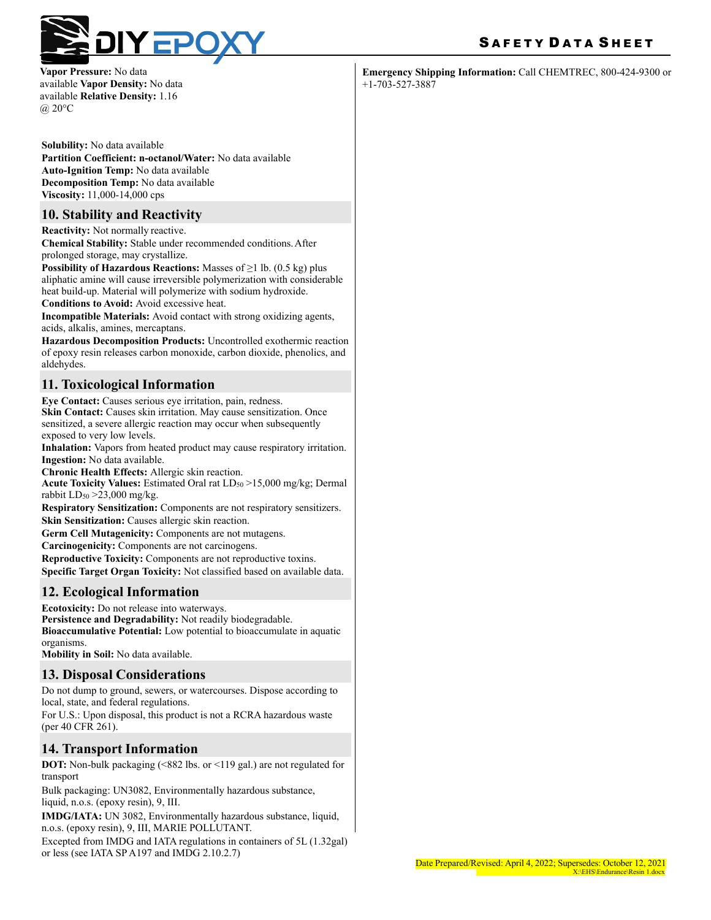**Vapor Pressure:** No data available **Vapor Density:** No data available **Relative Density:** 1.16 @ 20°C

**Solubility:** No data available
**Partition Coefficient: n-octanol/Water:** No data available
**Auto-Ignition Temp:** No data available
**Decomposition Temp:** No data available
**Viscosity:** 11,000-14,000 cps

## 10. Stability and Reactivity

**Reactivity:** Not normally reactive.
**Chemical Stability:** Stable under recommended conditions. After prolonged storage, may crystallize.
**Possibility of Hazardous Reactions:** Masses of ≥1 lb. (0.5 kg) plus aliphatic amine will cause irreversible polymerization with considerable heat build-up. Material will polymerize with sodium hydroxide.
**Conditions to Avoid:** Avoid excessive heat.
**Incompatible Materials:** Avoid contact with strong oxidizing agents, acids, alkalis, amines, mercaptans.
**Hazardous Decomposition Products:** Uncontrolled exothermic reaction of epoxy resin releases carbon monoxide, carbon dioxide, phenolics, and aldehydes.

## 11. Toxicological Information

**Eye Contact:** Causes serious eye irritation, pain, redness.
**Skin Contact:** Causes skin irritation. May cause sensitization. Once sensitized, a severe allergic reaction may occur when subsequently exposed to very low levels.
**Inhalation:** Vapors from heated product may cause respiratory irritation.
**Ingestion:** No data available.
**Chronic Health Effects:** Allergic skin reaction.
**Acute Toxicity Values:** Estimated Oral rat $LD_{50}$ >15,000 mg/kg; Dermal rabbit $LD_{50}$ >23,000 mg/kg.
**Respiratory Sensitization:** Components are not respiratory sensitizers.
**Skin Sensitization:** Causes allergic skin reaction.
**Germ Cell Mutagenicity:** Components are not mutagens.
**Carcinogenicity:** Components are not carcinogens.
**Reproductive Toxicity:** Components are not reproductive toxins.
**Specific Target Organ Toxicity:** Not classified based on available data.

## 12. Ecological Information

**Ecotoxicity:** Do not release into waterways.
**Persistence and Degradability:** Not readily biodegradable.
**Bioaccumulative Potential:** Low potential to bioaccumulate in aquatic organisms.
**Mobility in Soil:** No data available.

## 13. Disposal Considerations

Do not dump to ground, sewers, or watercourses. Dispose according to local, state, and federal regulations.
For U.S.: Upon disposal, this product is not a RCRA hazardous waste (per 40 CFR 261).

## 14. Transport Information

**DOT:** Non-bulk packaging (<882 lbs. or <119 gal.) are not regulated for transport

Bulk packaging: UN3082, Environmentally hazardous substance, liquid, n.o.s. (epoxy resin), 9, III.

**IMDG/IATA:** UN 3082, Environmentally hazardous substance, liquid, n.o.s. (epoxy resin), 9, III, MARIE POLLUTANT.

Excepted from IMDG and IATA regulations in containers of 5L (1.32gal) or less (see IATA SP A197 and IMDG 2.10.2.7)

**Emergency Shipping Information:** Call CHEMTREC, 800-424-9300 or +1-703-527-3887

Date Prepared/Revised: April 4, 2022; Supersedes: October 12, 2021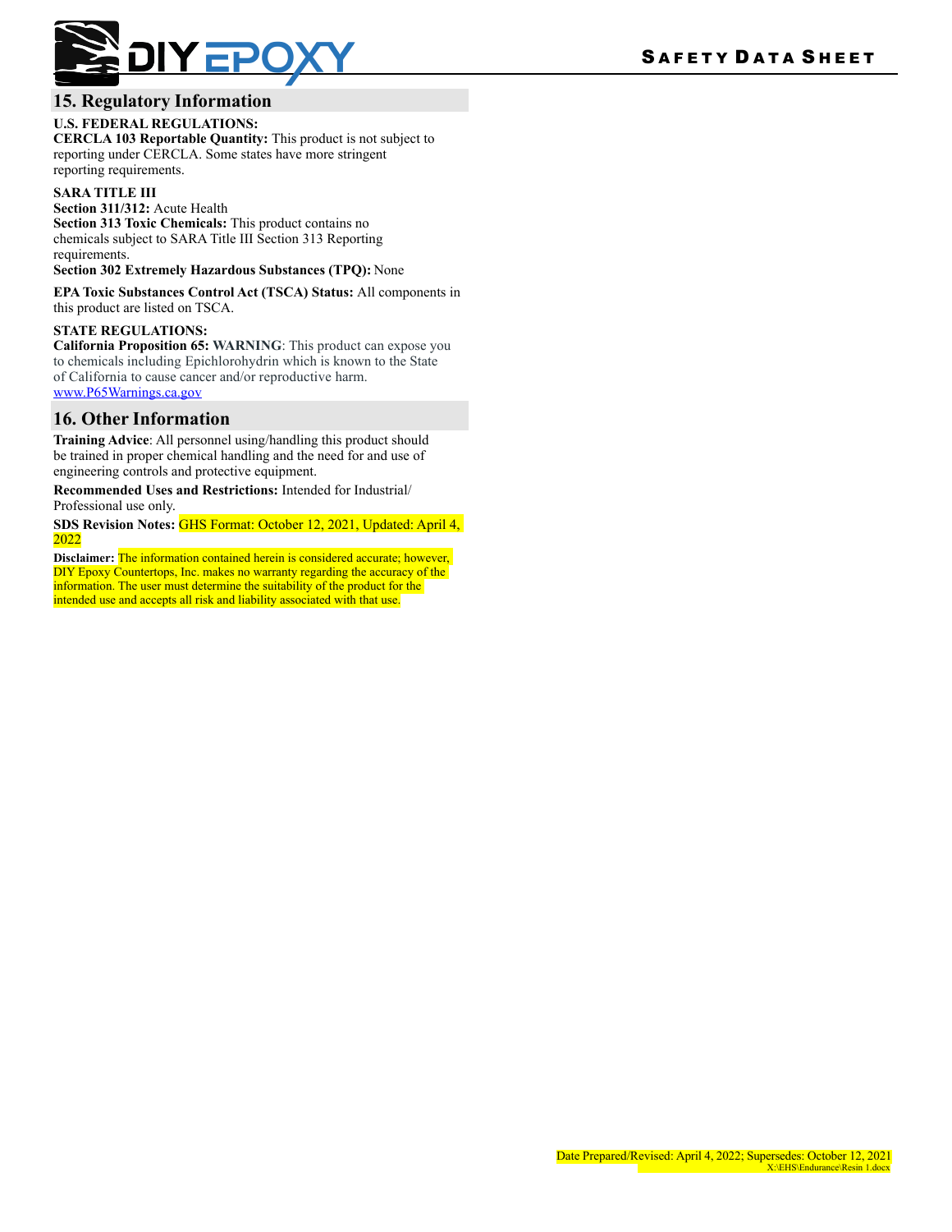## 15. Regulatory Information

**U.S. FEDERAL REGULATIONS:**
**CERCLA 103 Reportable Quantity:** This product is not subject to reporting under CERCLA. Some states have more stringent reporting requirements.

**SARA TITLE III**
**Section 311/312:** Acute Health
**Section 313 Toxic Chemicals:** This product contains no chemicals subject to SARA Title III Section 313 Reporting requirements.
**Section 302 Extremely Hazardous Substances (TPQ):** None

**EPA Toxic Substances Control Act (TSCA) Status:** All components in this product are listed on TSCA.

**STATE REGULATIONS:**
**California Proposition 65: WARNING**: This product can expose you to chemicals including Epichlorohydrin which is known to the State of California to cause cancer and/or reproductive harm. www.P65Warnings.ca.gov

## 16. Other Information

**Training Advice**: All personnel using/handling this product should be trained in proper chemical handling and the need for and use of engineering controls and protective equipment.

**Recommended Uses and Restrictions:** Intended for Industrial/ Professional use only.

**SDS Revision Notes:** GHS Format: October 12, 2021, Updated: April 4, 2022

**Disclaimer:** The information contained herein is considered accurate; however, DIY Epoxy Countertops, Inc. makes no warranty regarding the accuracy of the information. The user must determine the suitability of the product for the intended use and accepts all risk and liability associated with that use.

Date Prepared/Revised: April 4, 2022; Supersedes: October 12, 2021
X:\EHS\Endurance\Resin 1.docx